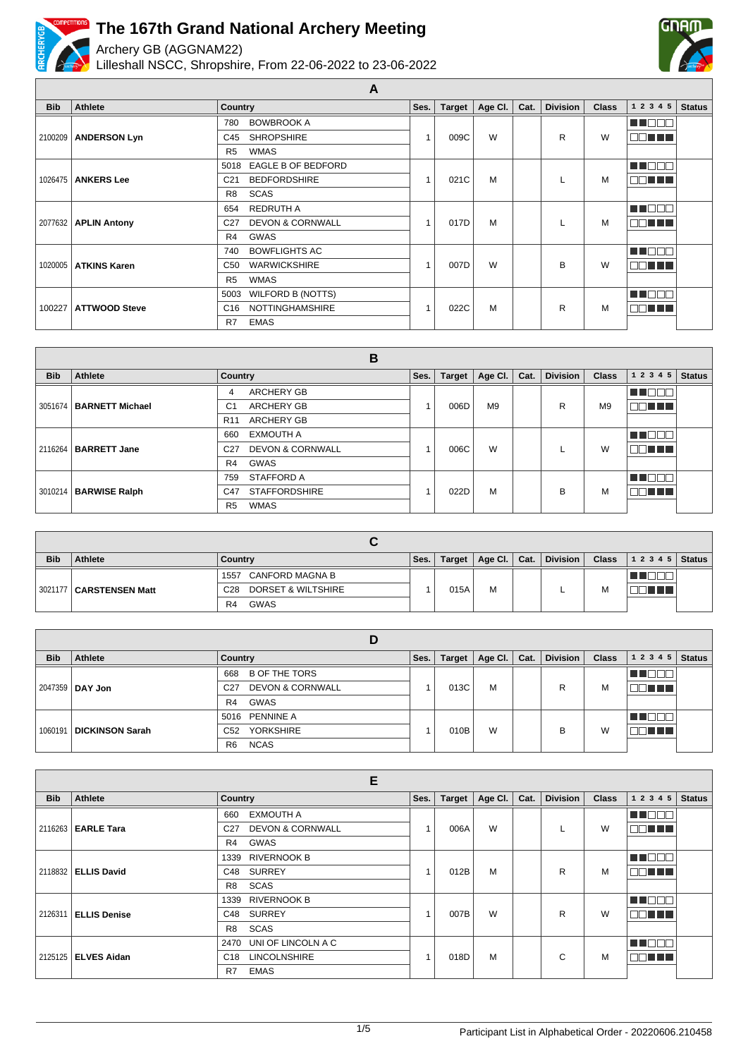# The 167th Grand National Archery Meeting

Archery GB (AGGNAM22)

Lilleshall NSCC, Shropshire, From 22-06-2022 to 23-06-2022

## A

| Bib | Athlete | Country | Ses. | Target | Age Cl. | Cat. | Division | Class | 1 2 3 4 5 | Status |
|---|---|---|---|---|---|---|---|---|---|---|
| 2100209 | ANDERSON Lyn | 780 BOWBROOK A<br>C45 SHROPSHIRE<br>R5 WMAS | 1 | 009C | W | | R | W | | |
| 1026475 | ANKERS Lee | 5018 EAGLE B OF BEDFORD<br>C21 BEDFORDSHIRE<br>R8 SCAS | 1 | 021C | M | | L | M | | |
| 2077632 | APLIN Antony | 654 REDRUTH A<br>C27 DEVON & CORNWALL<br>R4 GWAS | 1 | 017D | M | | L | M | | |
| 1020005 | ATKINS Karen | 740 BOWFLIGHTS AC<br>C50 WARWICKSHIRE<br>R5 WMAS | 1 | 007D | W | | B | W | | |
| 100227 | ATTWOOD Steve | 5003 WILFORD B (NOTTS)<br>C16 NOTTINGHAMSHIRE<br>R7 EMAS | 1 | 022C | M | | R | M | | |

## B

| Bib | Athlete | Country | Ses. | Target | Age Cl. | Cat. | Division | Class | 1 2 3 4 5 | Status |
|---|---|---|---|---|---|---|---|---|---|---|
| 3051674 | BARNETT Michael | 4 ARCHERY GB<br>C1 ARCHERY GB<br>R11 ARCHERY GB | 1 | 006D | M9 | | R | M9 | | |
| 2116264 | BARRETT Jane | 660 EXMOUTH A<br>C27 DEVON & CORNWALL<br>R4 GWAS | 1 | 006C | W | | L | W | | |
| 3010214 | BARWISE Ralph | 759 STAFFORD A<br>C47 STAFFORDSHIRE<br>R5 WMAS | 1 | 022D | M | | B | M | | |

## C

| Bib | Athlete | Country | Ses. | Target | Age Cl. | Cat. | Division | Class | 1 2 3 4 5 | Status |
|---|---|---|---|---|---|---|---|---|---|---|
| 3021177 | CARSTENSEN Matt | 1557 CANFORD MAGNA B<br>C28 DORSET & WILTSHIRE<br>R4 GWAS | 1 | 015A | M | | L | M | | |

## D

| Bib | Athlete | Country | Ses. | Target | Age Cl. | Cat. | Division | Class | 1 2 3 4 5 | Status |
|---|---|---|---|---|---|---|---|---|---|---|
| 2047359 | DAY Jon | 668 B OF THE TORS<br>C27 DEVON & CORNWALL<br>R4 GWAS | 1 | 013C | M | | R | M | | |
| 1060191 | DICKINSON Sarah | 5016 PENNINE A<br>C52 YORKSHIRE<br>R6 NCAS | 1 | 010B | W | | B | W | | |

## E

| Bib | Athlete | Country | Ses. | Target | Age Cl. | Cat. | Division | Class | 1 2 3 4 5 | Status |
|---|---|---|---|---|---|---|---|---|---|---|
| 2116263 | EARLE Tara | 660 EXMOUTH A<br>C27 DEVON & CORNWALL<br>R4 GWAS | 1 | 006A | W | | L | W | | |
| 2118832 | ELLIS David | 1339 RIVERNOOK B<br>C48 SURREY<br>R8 SCAS | 1 | 012B | M | | R | M | | |
| 2126311 | ELLIS Denise | 1339 RIVERNOOK B<br>C48 SURREY<br>R8 SCAS | 1 | 007B | W | | R | W | | |
| 2125125 | ELVES Aidan | 2470 UNI OF LINCOLN A C<br>C18 LINCOLNSHIRE<br>R7 EMAS | 1 | 018D | M | | C | M | | |

Participant List in Alphabetical Order - 20220606.210458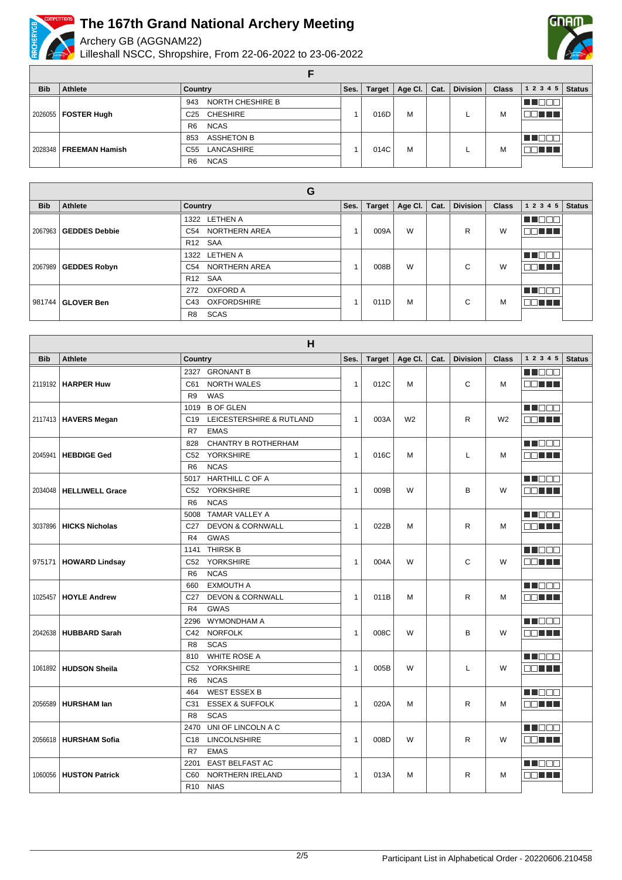# The 167th Grand National Archery Meeting

Archery GB (AGGNAM22)

Lilleshall NSCC, Shropshire, From 22-06-2022 to 23-06-2022

## F

| Bib | Athlete | Country | Ses. | Target | Age Cl. | Cat. | Division | Class | 1 2 3 4 5 | Status |
|---|---|---|---|---|---|---|---|---|---|---|
| 2026055 | **FOSTER Hugh** | 943 NORTH CHESHIRE B<br>C25 CHESHIRE<br>R6 NCAS | 1 | 016D | M | | L | M | | |
| 2028348 | **FREEMAN Hamish** | 853 ASSHETON B<br>C55 LANCASHIRE<br>R6 NCAS | 1 | 014C | M | | L | M | | |

## G

| Bib | Athlete | Country | Ses. | Target | Age Cl. | Cat. | Division | Class | 1 2 3 4 5 | Status |
|---|---|---|---|---|---|---|---|---|---|---|
| 2067963 | **GEDDES Debbie** | 1322 LETHEN A<br>C54 NORTHERN AREA<br>R12 SAA | 1 | 009A | W | | R | W | | |
| 2067989 | **GEDDES Robyn** | 1322 LETHEN A<br>C54 NORTHERN AREA<br>R12 SAA | 1 | 008B | W | | C | W | | |
| 981744 | **GLOVER Ben** | 272 OXFORD A<br>C43 OXFORDSHIRE<br>R8 SCAS | 1 | 011D | M | | C | M | | |

## H

| Bib | Athlete | Country | Ses. | Target | Age Cl. | Cat. | Division | Class | 1 2 3 4 5 | Status |
|---|---|---|---|---|---|---|---|---|---|---|
| 2119192 | **HARPER Huw** | 2327 GRONANT B<br>C61 NORTH WALES<br>R9 WAS | 1 | 012C | M | | C | M | | |
| 2117413 | **HAVERS Megan** | 1019 B OF GLEN<br>C19 LEICESTERSHIRE & RUTLAND<br>R7 EMAS | 1 | 003A | W2 | | R | W2 | | |
| 2045941 | **HEBDIGE Ged** | 828 CHANTRY B ROTHERHAM<br>C52 YORKSHIRE<br>R6 NCAS | 1 | 016C | M | | L | M | | |
| 2034048 | **HELLIWELL Grace** | 5017 HARTHILL C OF A<br>C52 YORKSHIRE<br>R6 NCAS | 1 | 009B | W | | B | W | | |
| 3037896 | **HICKS Nicholas** | 5008 TAMAR VALLEY A<br>C27 DEVON & CORNWALL<br>R4 GWAS | 1 | 022B | M | | R | M | | |
| 975171 | **HOWARD Lindsay** | 1141 THIRSK B<br>C52 YORKSHIRE<br>R6 NCAS | 1 | 004A | W | | C | W | | |
| 1025457 | **HOYLE Andrew** | 660 EXMOUTH A<br>C27 DEVON & CORNWALL<br>R4 GWAS | 1 | 011B | M | | R | M | | |
| 2042638 | **HUBBARD Sarah** | 2296 WYMONDHAM A<br>C42 NORFOLK<br>R8 SCAS | 1 | 008C | W | | B | W | | |
| 1061892 | **HUDSON Sheila** | 810 WHITE ROSE A<br>C52 YORKSHIRE<br>R6 NCAS | 1 | 005B | W | | L | W | | |
| 2056589 | **HURSHAM Ian** | 464 WEST ESSEX B<br>C31 ESSEX & SUFFOLK<br>R8 SCAS | 1 | 020A | M | | R | M | | |
| 2056618 | **HURSHAM Sofia** | 2470 UNI OF LINCOLN A C<br>C18 LINCOLNSHIRE<br>R7 EMAS | 1 | 008D | W | | R | W | | |
| 1060056 | **HUSTON Patrick** | 2201 EAST BELFAST AC<br>C60 NORTHERN IRELAND<br>R10 NIAS | 1 | 013A | M | | R | M | | |

Participant List in Alphabetical Order - 20220606.210458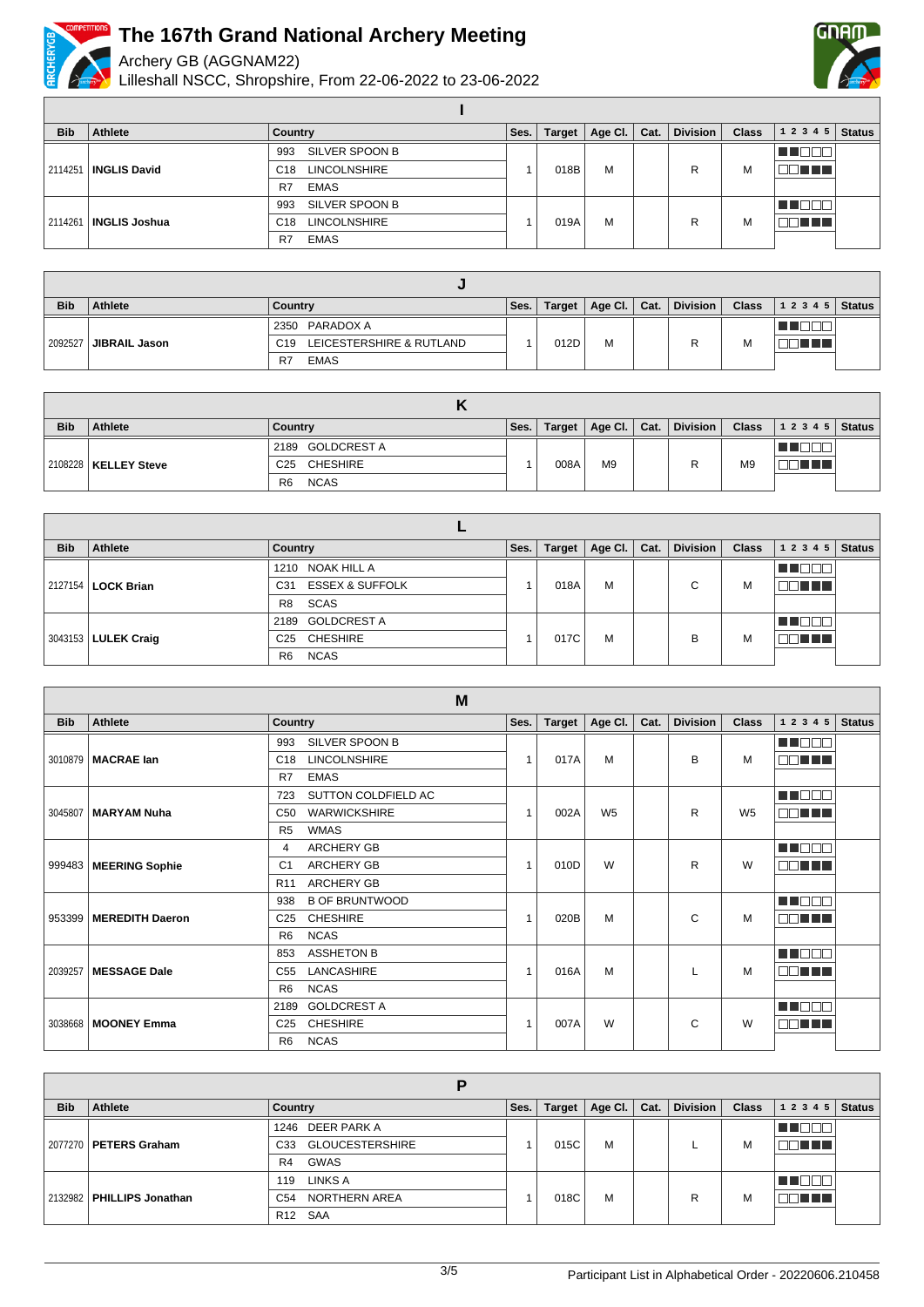# The 167th Grand National Archery Meeting

Archery GB (AGGNAM22)

Lilleshall NSCC, Shropshire, From 22-06-2022 to 23-06-2022

## I

| Bib | Athlete | Country | Ses. | Target | Age Cl. | Cat. | Division | Class | 1 2 3 4 5 | Status |
|---|---|---|---|---|---|---|---|---|---|---|
| 2114251 | **INGLIS David** | 993 SILVER SPOON B<br>C18 LINCOLNSHIRE<br>R7 EMAS | 1 | 018B | M | | R | M | | |
| 2114261 | **INGLIS Joshua** | 993 SILVER SPOON B<br>C18 LINCOLNSHIRE<br>R7 EMAS | 1 | 019A | M | | R | M | | |

## J

| Bib | Athlete | Country | Ses. | Target | Age Cl. | Cat. | Division | Class | 1 2 3 4 5 | Status |
|---|---|---|---|---|---|---|---|---|---|---|
| 2092527 | **JIBRAIL Jason** | 2350 PARADOX A<br>C19 LEICESTERSHIRE & RUTLAND<br>R7 EMAS | 1 | 012D | M | | R | M | | |

## K

| Bib | Athlete | Country | Ses. | Target | Age Cl. | Cat. | Division | Class | 1 2 3 4 5 | Status |
|---|---|---|---|---|---|---|---|---|---|---|
| 2108228 | **KELLEY Steve** | 2189 GOLDCREST A<br>C25 CHESHIRE<br>R6 NCAS | 1 | 008A | M9 | | R | M9 | | |

## L

| Bib | Athlete | Country | Ses. | Target | Age Cl. | Cat. | Division | Class | 1 2 3 4 5 | Status |
|---|---|---|---|---|---|---|---|---|---|---|
| 2127154 | **LOCK Brian** | 1210 NOAK HILL A<br>C31 ESSEX & SUFFOLK<br>R8 SCAS | 1 | 018A | M | | C | M | | |
| 3043153 | **LULEK Craig** | 2189 GOLDCREST A<br>C25 CHESHIRE<br>R6 NCAS | 1 | 017C | M | | B | M | | |

## M

| Bib | Athlete | Country | Ses. | Target | Age Cl. | Cat. | Division | Class | 1 2 3 4 5 | Status |
|---|---|---|---|---|---|---|---|---|---|---|
| 3010879 | **MACRAE Ian** | 993 SILVER SPOON B<br>C18 LINCOLNSHIRE<br>R7 EMAS | 1 | 017A | M | | B | M | | |
| 3045807 | **MARYAM Nuha** | 723 SUTTON COLDFIELD AC<br>C50 WARWICKSHIRE<br>R5 WMAS | 1 | 002A | W5 | | R | W5 | | |
| 999483 | **MEERING Sophie** | 4 ARCHERY GB<br>C1 ARCHERY GB<br>R11 ARCHERY GB | 1 | 010D | W | | R | W | | |
| 953399 | **MEREDITH Daeron** | 938 B OF BRUNTWOOD<br>C25 CHESHIRE<br>R6 NCAS | 1 | 020B | M | | C | M | | |
| 2039257 | **MESSAGE Dale** | 853 ASSHETON B<br>C55 LANCASHIRE<br>R6 NCAS | 1 | 016A | M | | L | M | | |
| 3038668 | **MOONEY Emma** | 2189 GOLDCREST A<br>C25 CHESHIRE<br>R6 NCAS | 1 | 007A | W | | C | W | | |

## P

| Bib | Athlete | Country | Ses. | Target | Age Cl. | Cat. | Division | Class | 1 2 3 4 5 | Status |
|---|---|---|---|---|---|---|---|---|---|---|
| 2077270 | **PETERS Graham** | 1246 DEER PARK A<br>C33 GLOUCESTERSHIRE<br>R4 GWAS | 1 | 015C | M | | L | M | | |
| 2132982 | **PHILLIPS Jonathan** | 119 LINKS A<br>C54 NORTHERN AREA<br>R12 SAA | 1 | 018C | M | | R | M | | |

Participant List in Alphabetical Order - 20220606.210458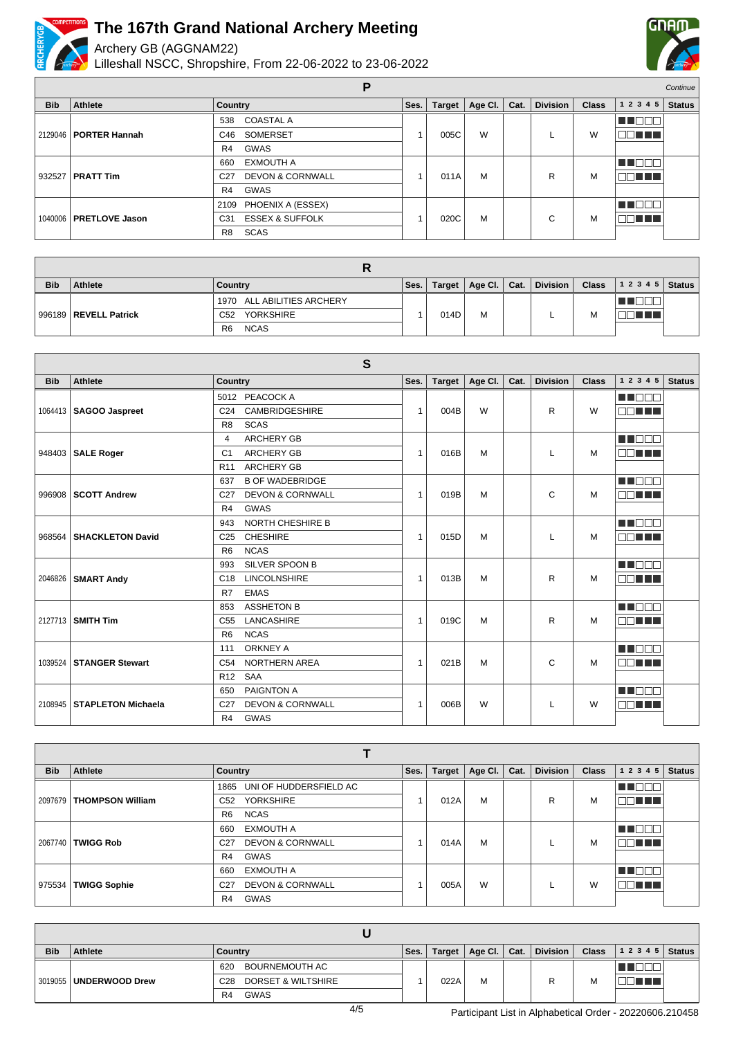# The 167th Grand National Archery Meeting

Archery GB (AGGNAM22)

Lilleshall NSCC, Shropshire, From 22-06-2022 to 23-06-2022

## P

*Continue*

| Bib | Athlete | Country | Ses. | Target | Age Cl. | Cat. | Division | Class | 1 2 3 4 5 | Status |
|---|---|---|---|---|---|---|---|---|---|---|
| 2129046 | **PORTER Hannah** | 538 COASTAL A<br>C46 SOMERSET<br>R4 GWAS | 1 | 005C | W | | L | W | | |
| 932527 | **PRATT Tim** | 660 EXMOUTH A<br>C27 DEVON & CORNWALL<br>R4 GWAS | 1 | 011A | M | | R | M | | |
| 1040006 | **PRETLOVE Jason** | 2109 PHOENIX A (ESSEX)<br>C31 ESSEX & SUFFOLK<br>R8 SCAS | 1 | 020C | M | | C | M | | |

## R

| Bib | Athlete | Country | Ses. | Target | Age Cl. | Cat. | Division | Class | 1 2 3 4 5 | Status |
|---|---|---|---|---|---|---|---|---|---|---|
| 996189 | **REVELL Patrick** | 1970 ALL ABILITIES ARCHERY<br>C52 YORKSHIRE<br>R6 NCAS | 1 | 014D | M | | L | M | | |

## S

| Bib | Athlete | Country | Ses. | Target | Age Cl. | Cat. | Division | Class | 1 2 3 4 5 | Status |
|---|---|---|---|---|---|---|---|---|---|---|
| 1064413 | **SAGOO Jaspreet** | 5012 PEACOCK A<br>C24 CAMBRIDGESHIRE<br>R8 SCAS | 1 | 004B | W | | R | W | | |
| 948403 | **SALE Roger** | 4 ARCHERY GB<br>C1 ARCHERY GB<br>R11 ARCHERY GB | 1 | 016B | M | | L | M | | |
| 996908 | **SCOTT Andrew** | 637 B OF WADEBRIDGE<br>C27 DEVON & CORNWALL<br>R4 GWAS | 1 | 019B | M | | C | M | | |
| 968564 | **SHACKLETON David** | 943 NORTH CHESHIRE B<br>C25 CHESHIRE<br>R6 NCAS | 1 | 015D | M | | L | M | | |
| 2046826 | **SMART Andy** | 993 SILVER SPOON B<br>C18 LINCOLNSHIRE<br>R7 EMAS | 1 | 013B | M | | R | M | | |
| 2127713 | **SMITH Tim** | 853 ASSHETON B<br>C55 LANCASHIRE<br>R6 NCAS | 1 | 019C | M | | R | M | | |
| 1039524 | **STANGER Stewart** | 111 ORKNEY A<br>C54 NORTHERN AREA<br>R12 SAA | 1 | 021B | M | | C | M | | |
| 2108945 | **STAPLETON Michaela** | 650 PAIGNTON A<br>C27 DEVON & CORNWALL<br>R4 GWAS | 1 | 006B | W | | L | W | | |

## T

| Bib | Athlete | Country | Ses. | Target | Age Cl. | Cat. | Division | Class | 1 2 3 4 5 | Status |
|---|---|---|---|---|---|---|---|---|---|---|
| 2097679 | **THOMPSON William** | 1865 UNI OF HUDDERSFIELD AC<br>C52 YORKSHIRE<br>R6 NCAS | 1 | 012A | M | | R | M | | |
| 2067740 | **TWIGG Rob** | 660 EXMOUTH A<br>C27 DEVON & CORNWALL<br>R4 GWAS | 1 | 014A | M | | L | M | | |
| 975534 | **TWIGG Sophie** | 660 EXMOUTH A<br>C27 DEVON & CORNWALL<br>R4 GWAS | 1 | 005A | W | | L | W | | |

## U

| Bib | Athlete | Country | Ses. | Target | Age Cl. | Cat. | Division | Class | 1 2 3 4 5 | Status |
|---|---|---|---|---|---|---|---|---|---|---|
| 3019055 | **UNDERWOOD Drew** | 620 BOURNEMOUTH AC<br>C28 DORSET & WILTSHIRE<br>R4 GWAS | 1 | 022A | M | | R | M | | |

Participant List in Alphabetical Order - 20220606.210458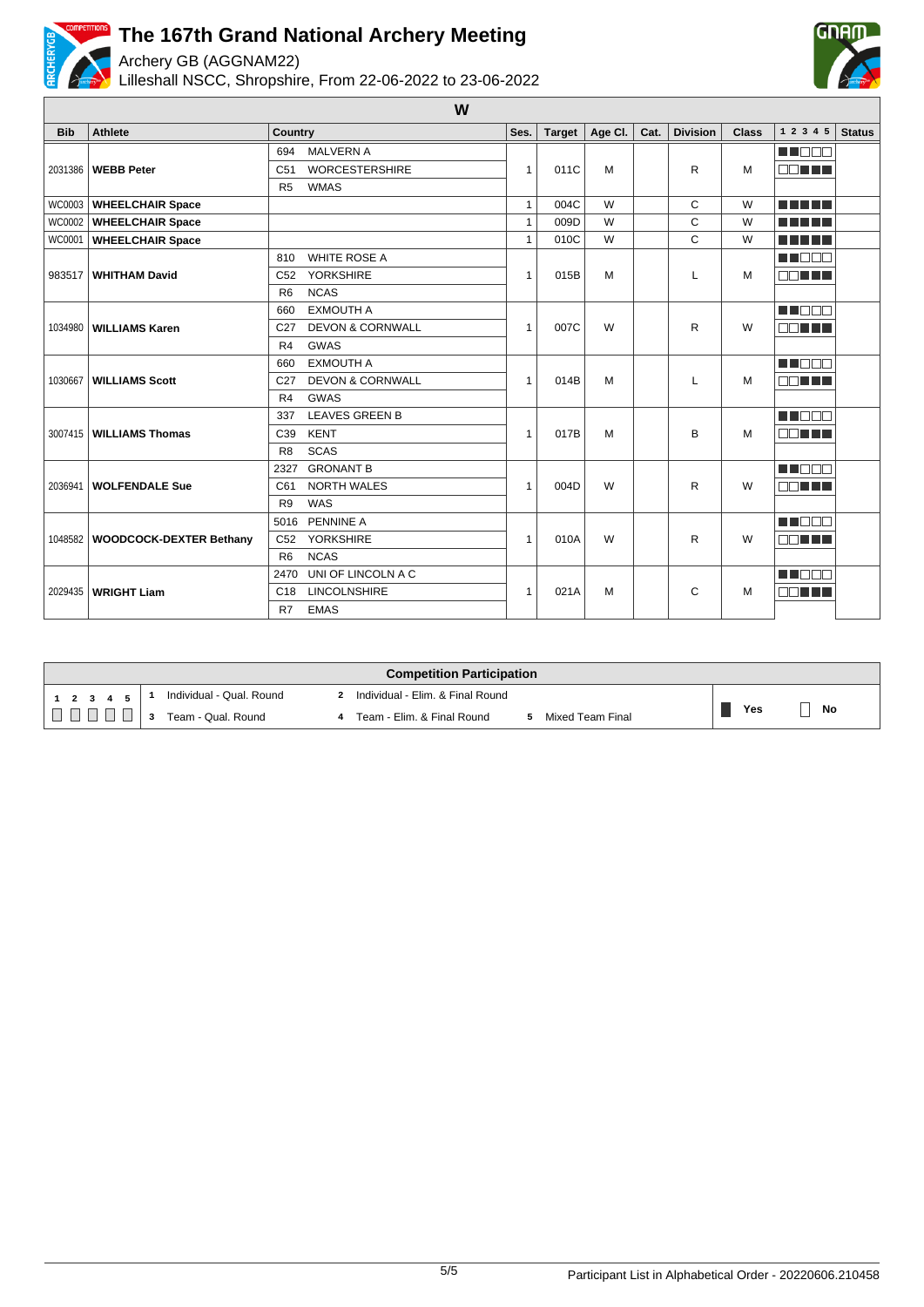# The 167th Grand National Archery Meeting

Archery GB (AGGNAM22)

Lilleshall NSCC, Shropshire, From 22-06-2022 to 23-06-2022

## W

| Bib | Athlete | Country | Ses. | Target | Age Cl. | Cat. | Division | Class | 1 2 3 4 5 | Status |
|---|---|---|---|---|---|---|---|---|---|---|
| 2031386 | **WEBB Peter** | 694 MALVERN A / C51 WORCESTERSHIRE / R5 WMAS | 1 | 011C | M | | R | M | ■■□□□ / □□■■■ | |
| WC0003 | **WHEELCHAIR Space** | | 1 | 004C | W | | C | W | ■■■■■ | |
| WC0002 | **WHEELCHAIR Space** | | 1 | 009D | W | | C | W | ■■■■■ | |
| WC0001 | **WHEELCHAIR Space** | | 1 | 010C | W | | C | W | ■■■■■ | |
| 983517 | **WHITHAM David** | 810 WHITE ROSE A / C52 YORKSHIRE / R6 NCAS | 1 | 015B | M | | L | M | ■■□□□ / □□■■■ | |
| 1034980 | **WILLIAMS Karen** | 660 EXMOUTH A / C27 DEVON & CORNWALL / R4 GWAS | 1 | 007C | W | | R | W | ■■□□□ / □□■■■ | |
| 1030667 | **WILLIAMS Scott** | 660 EXMOUTH A / C27 DEVON & CORNWALL / R4 GWAS | 1 | 014B | M | | L | M | ■■□□□ / □□■■■ | |
| 3007415 | **WILLIAMS Thomas** | 337 LEAVES GREEN B / C39 KENT / R8 SCAS | 1 | 017B | M | | B | M | ■■□□□ / □□■■■ | |
| 2036941 | **WOLFENDALE Sue** | 2327 GRONANT B / C61 NORTH WALES / R9 WAS | 1 | 004D | W | | R | W | ■■□□□ / □□■■■ | |
| 1048582 | **WOODCOCK-DEXTER Bethany** | 5016 PENNINE A / C52 YORKSHIRE / R6 NCAS | 1 | 010A | W | | R | W | ■■□□□ / □□■■■ | |
| 2029435 | **WRIGHT Liam** | 2470 UNI OF LINCOLN A C / C18 LINCOLNSHIRE / R7 EMAS | 1 | 021A | M | | C | M | ■■□□□ / □□■■■ | |

**Competition Participation**

| 1 2 3 4 5 | | | |
|---|---|---|---|
| □ □ □ □ □ | 1 Individual - Qual. Round | 2 Individual - Elim. & Final Round | ■ Yes □ No |
| | 3 Team - Qual. Round | 4 Team - Elim. & Final Round &nbsp;&nbsp; 5 Mixed Team Final | |

Participant List in Alphabetical Order - 20220606.210458